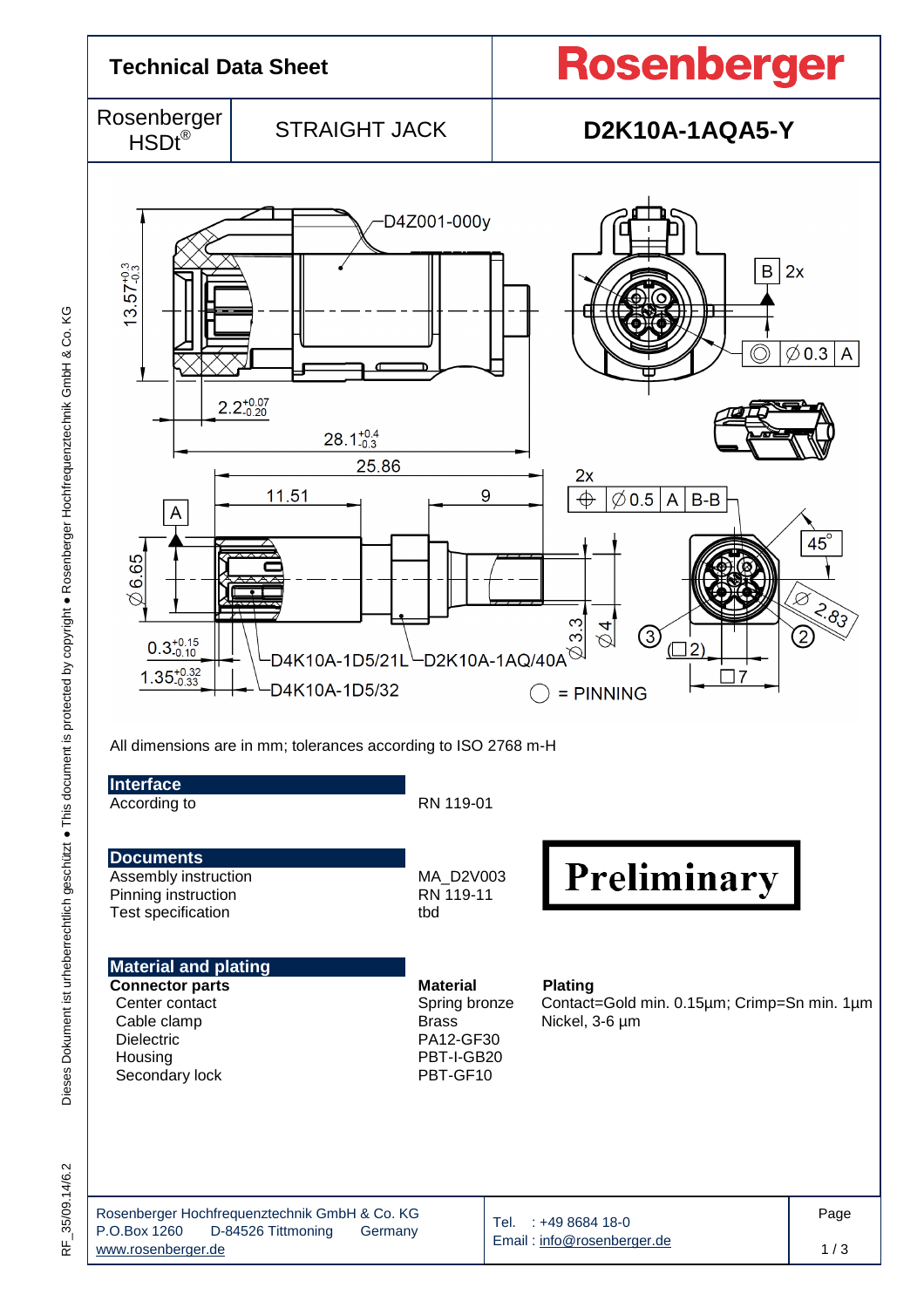# Technical Data Sheet

**Rosenberger**

| Rosenberger HSDt® | STRAIGHT JACK | D2K10A-1AQA5-Y |
|---|---|---|

All dimensions are in mm; tolerances according to ISO 2768 m-H

## Interface

| | |
|---|---|
| According to | RN 119-01 |

## Documents

| | |
|---|---|
| Assembly instruction | MA_D2V003 |
| Pinning instruction | RN 119-11 |
| Test specification | tbd |

**Preliminary**

## Material and plating

| Connector parts | Material | Plating |
|---|---|---|
| Center contact | Spring bronze | Contact=Gold min. 0.15µm; Crimp=Sn min. 1µm |
| Cable clamp | Brass | Nickel, 3-6 µm |
| Dielectric | PA12-GF30 | |
| Housing | PBT-I-GB20 | |
| Secondary lock | PBT-GF10 | |

Rosenberger Hochfrequenztechnik GmbH & Co. KG
P.O.Box 1260 D-84526 Tittmoning Germany
www.rosenberger.de

Tel. : +49 8684 18-0
Email : info@rosenberger.de

RF_35/09.14/6.2

Dieses Dokument ist urheberrechtlich geschützt ● This document is protected by copyright ● Rosenberger Hochfrequenztechnik GmbH & Co. KG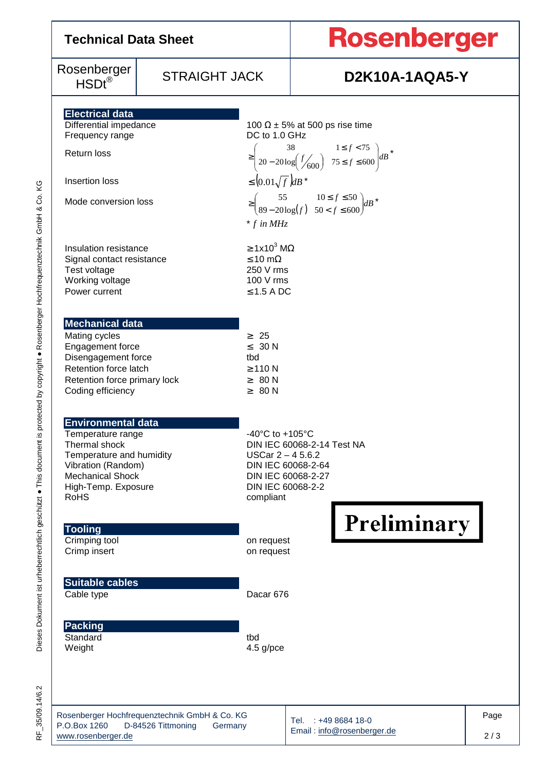# Technical Data Sheet

**Rosenberger**

| Rosenberger HSDt® | STRAIGHT JACK | **D2K10A-1AQA5-Y** |
|---|---|---|

## Electrical data

| | |
|---|---|
| Differential impedance | 100 Ω ± 5% at 500 ps rise time |
| Frequency range | DC to 1.0 GHz |
| Return loss | $\geq \begin{pmatrix} 38 & 1 \leq f < 75 \\ 20 - 20\log\left(f/600\right) & 75 \leq f \leq 600 \end{pmatrix} dB^*$ |
| Insertion loss | $\leq \left(0.01\sqrt{f}\right) dB^*$ |
| Mode conversion loss | $\geq \begin{pmatrix} 55 & 10 \leq f \leq 50 \\ 89 - 20\log(f) & 50 < f \leq 600 \end{pmatrix} dB^*$ |
| | $^*$ $f$ in MHz |
| Insulation resistance | ≥1x10³ MΩ |
| Signal contact resistance | ≤10 mΩ |
| Test voltage | 250 V rms |
| Working voltage | 100 V rms |
| Power current | ≤1.5 A DC |

## Mechanical data

| | |
|---|---|
| Mating cycles | ≥ 25 |
| Engagement force | ≤ 30 N |
| Disengagement force | tbd |
| Retention force latch | ≥110 N |
| Retention force primary lock | ≥ 80 N |
| Coding efficiency | ≥ 80 N |

## Environmental data

| | |
|---|---|
| Temperature range | -40°C to +105°C |
| Thermal shock | DIN IEC 60068-2-14 Test NA |
| Temperature and humidity | USCar 2 – 4 5.6.2 |
| Vibration (Random) | DIN IEC 60068-2-64 |
| Mechanical Shock | DIN IEC 60068-2-27 |
| High-Temp. Exposure | DIN IEC 60068-2-2 |
| RoHS | compliant |

**Preliminary**

## Tooling

| | |
|---|---|
| Crimping tool | on request |
| Crimp insert | on request |

## Suitable cables

| | |
|---|---|
| Cable type | Dacar 676 |

## Packing

| | |
|---|---|
| Standard | tbd |
| Weight | 4.5 g/pce |

Rosenberger Hochfrequenztechnik GmbH & Co. KG
P.O.Box 1260 D-84526 Tittmoning Germany
www.rosenberger.de

Tel. : +49 8684 18-0
Email : info@rosenberger.de

RF_35/09.14/6.2

Dieses Dokument ist urheberrechtlich geschützt ● This document is protected by copyright ● Rosenberger Hochfrequenztechnik GmbH & Co. KG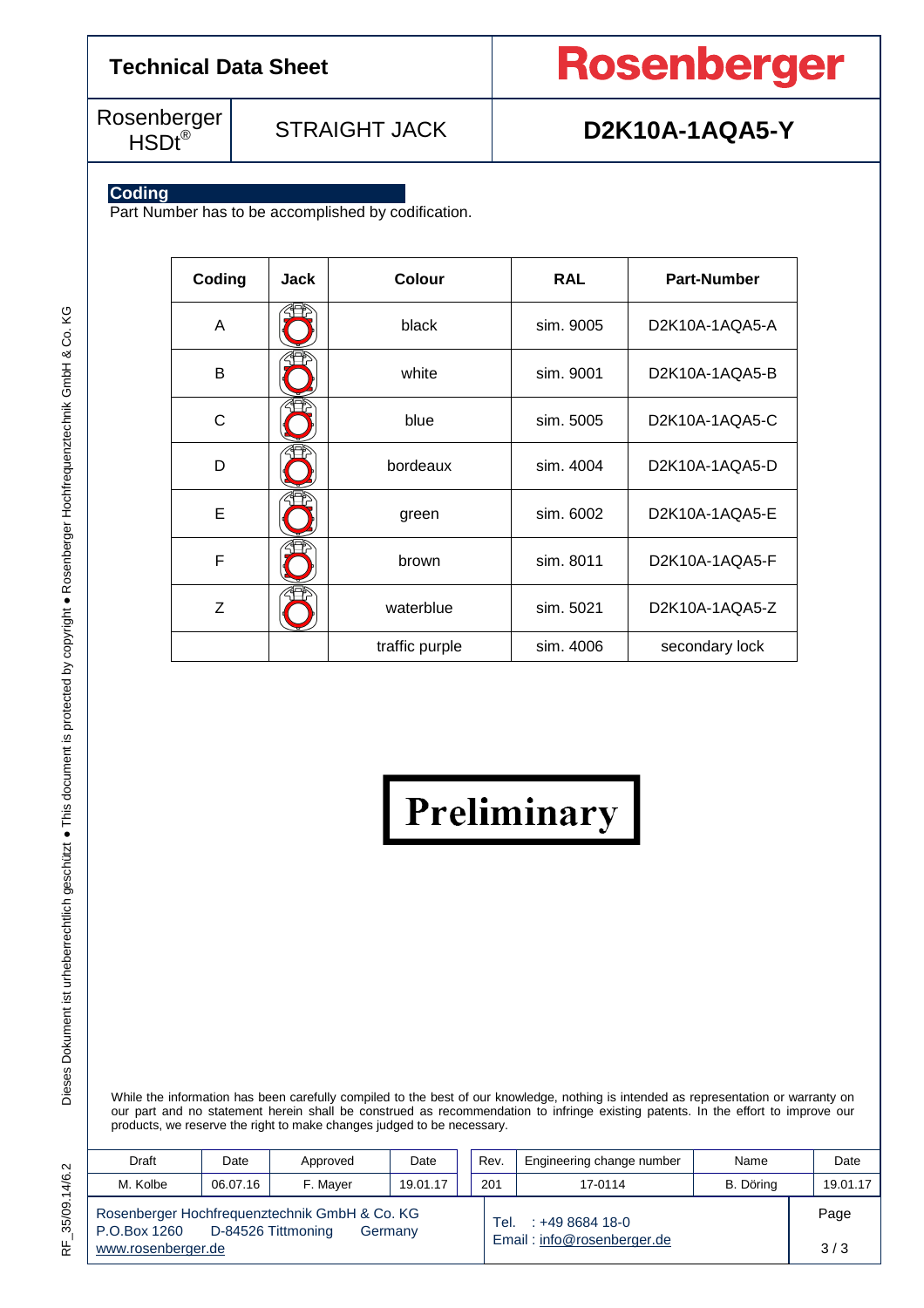# Technical Data Sheet

**Rosenberger**

| Rosenberger HSDt® | STRAIGHT JACK | **D2K10A-1AQA5-Y** |
| --- | --- | --- |

## Coding

Part Number has to be accomplished by codification.

| Coding | Jack | Colour | RAL | Part-Number |
| --- | --- | --- | --- | --- |
| A | | black | sim. 9005 | D2K10A-1AQA5-A |
| B | | white | sim. 9001 | D2K10A-1AQA5-B |
| C | | blue | sim. 5005 | D2K10A-1AQA5-C |
| D | | bordeaux | sim. 4004 | D2K10A-1AQA5-D |
| E | | green | sim. 6002 | D2K10A-1AQA5-E |
| F | | brown | sim. 8011 | D2K10A-1AQA5-F |
| Z | | waterblue | sim. 5021 | D2K10A-1AQA5-Z |
| | | traffic purple | sim. 4006 | secondary lock |

**Preliminary**

While the information has been carefully compiled to the best of our knowledge, nothing is intended as representation or warranty on our part and no statement herein shall be construed as recommendation to infringe existing patents. In the effort to improve our products, we reserve the right to make changes judged to be necessary.

| Draft | Date | Approved | Date | Rev. | Engineering change number | Name | Date |
| --- | --- | --- | --- | --- | --- | --- | --- |
| M. Kolbe | 06.07.16 | F. Mayer | 19.01.17 | 201 | 17-0114 | B. Döring | 19.01.17 |

Rosenberger Hochfrequenztechnik GmbH & Co. KG
P.O.Box 1260 D-84526 Tittmoning Germany
www.rosenberger.de

Tel. : +49 8684 18-0
Email : info@rosenberger.de

Dieses Dokument ist urheberrechtlich geschützt ● This document is protected by copyright ● Rosenberger Hochfrequenztechnik GmbH & Co. KG

RF_35/09.14/6.2